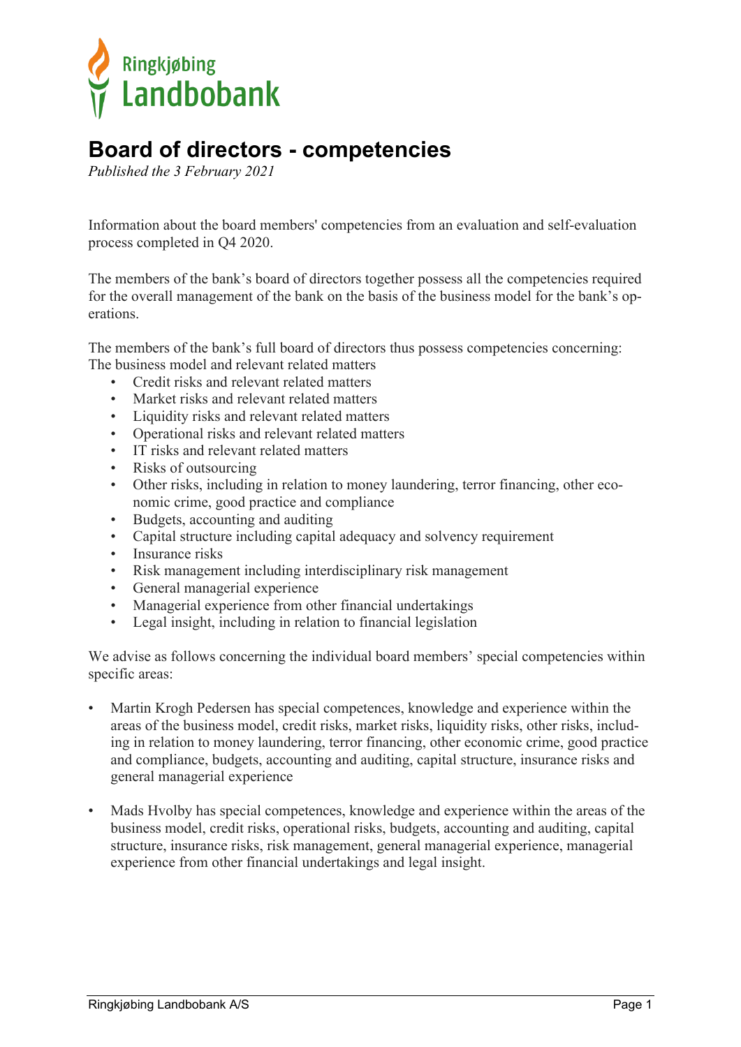Ringkjøbing Landbobank

# Board of directors - competencies

*Published the 3 February 2021*

Information about the board members' competencies from an evaluation and self-evaluation process completed in Q4 2020.

The members of the bank's board of directors together possess all the competencies required for the overall management of the bank on the basis of the business model for the bank's operations.

The members of the bank's full board of directors thus possess competencies concerning:
The business model and relevant related matters

- Credit risks and relevant related matters
- Market risks and relevant related matters
- Liquidity risks and relevant related matters
- Operational risks and relevant related matters
- IT risks and relevant related matters
- Risks of outsourcing
- Other risks, including in relation to money laundering, terror financing, other economic crime, good practice and compliance
- Budgets, accounting and auditing
- Capital structure including capital adequacy and solvency requirement
- Insurance risks
- Risk management including interdisciplinary risk management
- General managerial experience
- Managerial experience from other financial undertakings
- Legal insight, including in relation to financial legislation

We advise as follows concerning the individual board members' special competencies within specific areas:

- Martin Krogh Pedersen has special competences, knowledge and experience within the areas of the business model, credit risks, market risks, liquidity risks, other risks, including in relation to money laundering, terror financing, other economic crime, good practice and compliance, budgets, accounting and auditing, capital structure, insurance risks and general managerial experience

- Mads Hvolby has special competences, knowledge and experience within the areas of the business model, credit risks, operational risks, budgets, accounting and auditing, capital structure, insurance risks, risk management, general managerial experience, managerial experience from other financial undertakings and legal insight.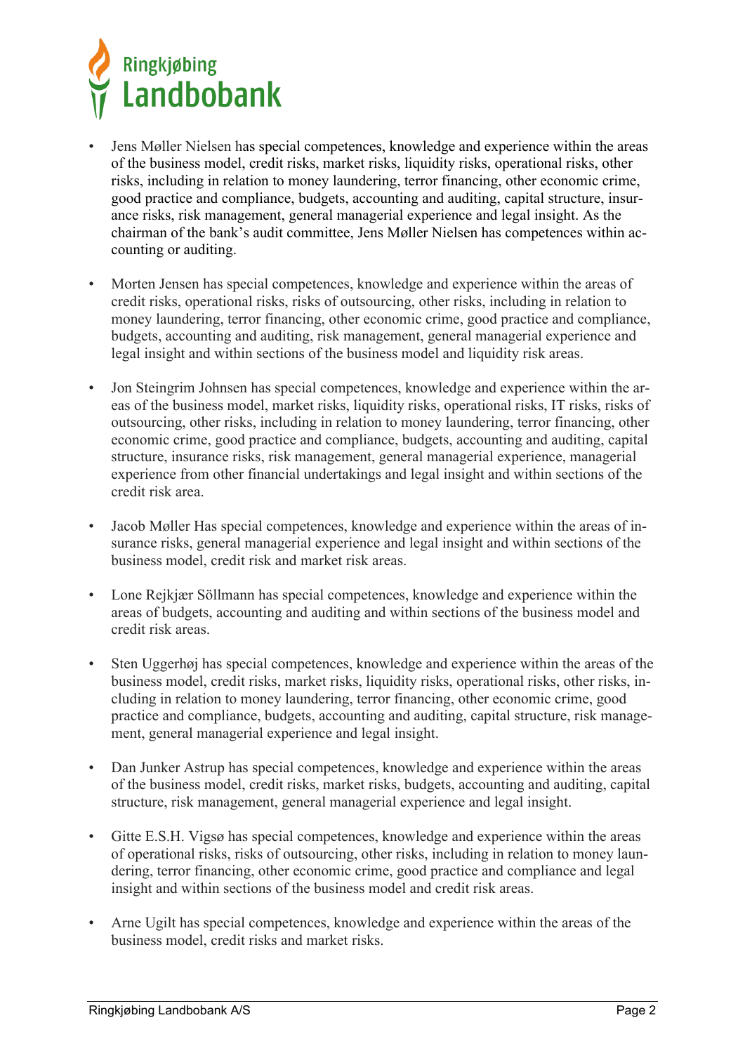- Jens Møller Nielsen has special competences, knowledge and experience within the areas of the business model, credit risks, market risks, liquidity risks, operational risks, other risks, including in relation to money laundering, terror financing, other economic crime, good practice and compliance, budgets, accounting and auditing, capital structure, insurance risks, risk management, general managerial experience and legal insight. As the chairman of the bank's audit committee, Jens Møller Nielsen has competences within accounting or auditing.

- Morten Jensen has special competences, knowledge and experience within the areas of credit risks, operational risks, risks of outsourcing, other risks, including in relation to money laundering, terror financing, other economic crime, good practice and compliance, budgets, accounting and auditing, risk management, general managerial experience and legal insight and within sections of the business model and liquidity risk areas.

- Jon Steingrim Johnsen has special competences, knowledge and experience within the areas of the business model, market risks, liquidity risks, operational risks, IT risks, risks of outsourcing, other risks, including in relation to money laundering, terror financing, other economic crime, good practice and compliance, budgets, accounting and auditing, capital structure, insurance risks, risk management, general managerial experience, managerial experience from other financial undertakings and legal insight and within sections of the credit risk area.

- Jacob Møller Has special competences, knowledge and experience within the areas of insurance risks, general managerial experience and legal insight and within sections of the business model, credit risk and market risk areas.

- Lone Rejkjær Söllmann has special competences, knowledge and experience within the areas of budgets, accounting and auditing and within sections of the business model and credit risk areas.

- Sten Uggerhøj has special competences, knowledge and experience within the areas of the business model, credit risks, market risks, liquidity risks, operational risks, other risks, including in relation to money laundering, terror financing, other economic crime, good practice and compliance, budgets, accounting and auditing, capital structure, risk management, general managerial experience and legal insight.

- Dan Junker Astrup has special competences, knowledge and experience within the areas of the business model, credit risks, market risks, budgets, accounting and auditing, capital structure, risk management, general managerial experience and legal insight.

- Gitte E.S.H. Vigsø has special competences, knowledge and experience within the areas of operational risks, risks of outsourcing, other risks, including in relation to money laundering, terror financing, other economic crime, good practice and compliance and legal insight and within sections of the business model and credit risk areas.

- Arne Ugilt has special competences, knowledge and experience within the areas of the business model, credit risks and market risks.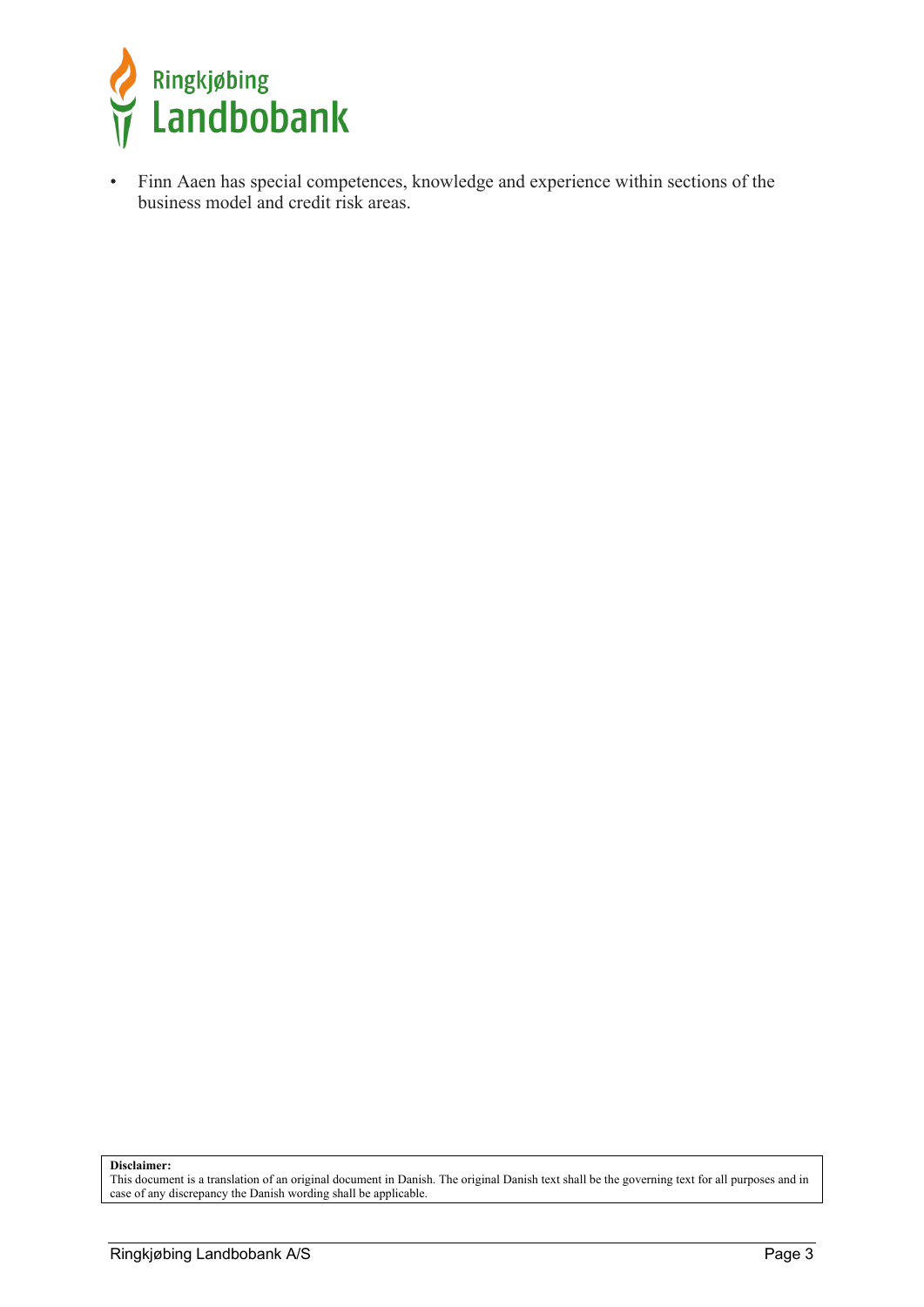- Finn Aaen has special competences, knowledge and experience within sections of the business model and credit risk areas.

**Disclaimer:**
This document is a translation of an original document in Danish. The original Danish text shall be the governing text for all purposes and in case of any discrepancy the Danish wording shall be applicable.